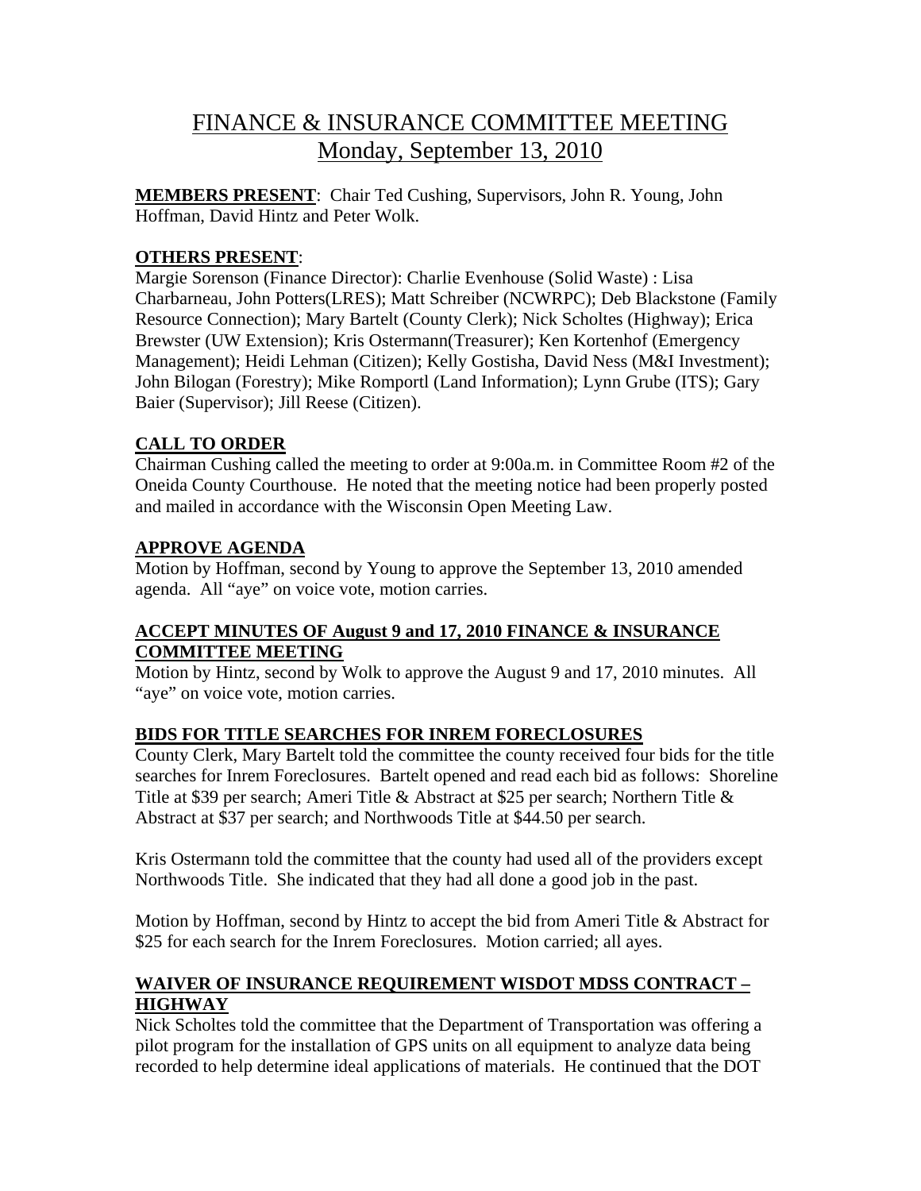# FINANCE & INSURANCE COMMITTEE MEETING
## Monday, September 13, 2010

**MEMBERS PRESENT**: Chair Ted Cushing, Supervisors, John R. Young, John Hoffman, David Hintz and Peter Wolk.

**OTHERS PRESENT**:
Margie Sorenson (Finance Director): Charlie Evenhouse (Solid Waste) : Lisa Charbarneau, John Potters(LRES); Matt Schreiber (NCWRPC); Deb Blackstone (Family Resource Connection); Mary Bartelt (County Clerk); Nick Scholtes (Highway); Erica Brewster (UW Extension); Kris Ostermann(Treasurer); Ken Kortenhof (Emergency Management); Heidi Lehman (Citizen); Kelly Gostisha, David Ness (M&I Investment); John Bilogan (Forestry); Mike Romportl (Land Information); Lynn Grube (ITS); Gary Baier (Supervisor); Jill Reese (Citizen).

**CALL TO ORDER**
Chairman Cushing called the meeting to order at 9:00a.m. in Committee Room #2 of the Oneida County Courthouse. He noted that the meeting notice had been properly posted and mailed in accordance with the Wisconsin Open Meeting Law.

**APPROVE AGENDA**
Motion by Hoffman, second by Young to approve the September 13, 2010 amended agenda. All "aye" on voice vote, motion carries.

**ACCEPT MINUTES OF August 9 and 17, 2010 FINANCE & INSURANCE COMMITTEE MEETING**
Motion by Hintz, second by Wolk to approve the August 9 and 17, 2010 minutes. All "aye" on voice vote, motion carries.

**BIDS FOR TITLE SEARCHES FOR INREM FORECLOSURES**
County Clerk, Mary Bartelt told the committee the county received four bids for the title searches for Inrem Foreclosures. Bartelt opened and read each bid as follows: Shoreline Title at $39 per search; Ameri Title & Abstract at $25 per search; Northern Title & Abstract at $37 per search; and Northwoods Title at $44.50 per search.

Kris Ostermann told the committee that the county had used all of the providers except Northwoods Title. She indicated that they had all done a good job in the past.

Motion by Hoffman, second by Hintz to accept the bid from Ameri Title & Abstract for $25 for each search for the Inrem Foreclosures. Motion carried; all ayes.

**WAIVER OF INSURANCE REQUIREMENT WISDOT MDSS CONTRACT – HIGHWAY**
Nick Scholtes told the committee that the Department of Transportation was offering a pilot program for the installation of GPS units on all equipment to analyze data being recorded to help determine ideal applications of materials. He continued that the DOT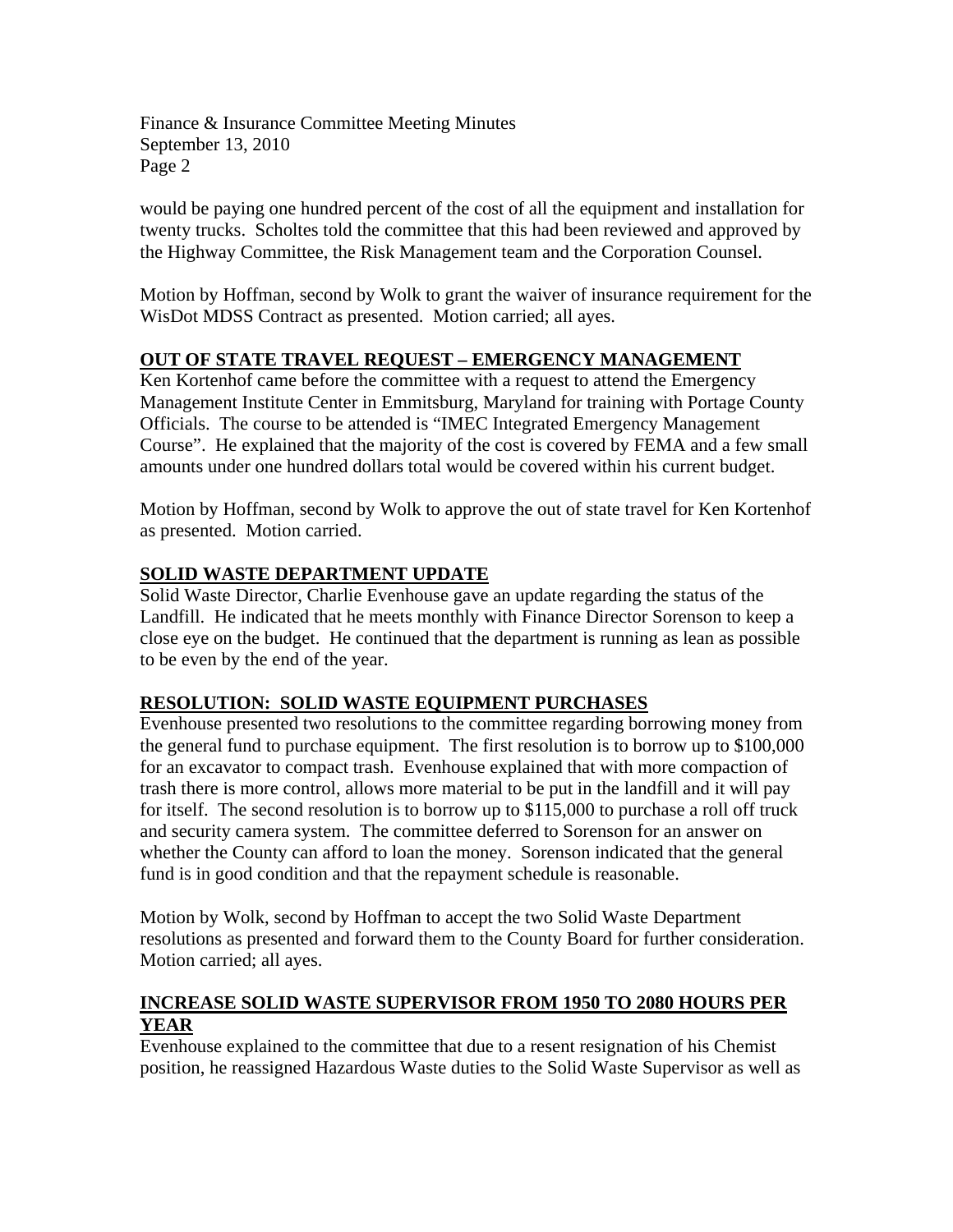would be paying one hundred percent of the cost of all the equipment and installation for twenty trucks. Scholtes told the committee that this had been reviewed and approved by the Highway Committee, the Risk Management team and the Corporation Counsel.

Motion by Hoffman, second by Wolk to grant the waiver of insurance requirement for the WisDot MDSS Contract as presented. Motion carried; all ayes.

## OUT OF STATE TRAVEL REQUEST – EMERGENCY MANAGEMENT

Ken Kortenhof came before the committee with a request to attend the Emergency Management Institute Center in Emmitsburg, Maryland for training with Portage County Officials. The course to be attended is "IMEC Integrated Emergency Management Course". He explained that the majority of the cost is covered by FEMA and a few small amounts under one hundred dollars total would be covered within his current budget.

Motion by Hoffman, second by Wolk to approve the out of state travel for Ken Kortenhof as presented. Motion carried.

## SOLID WASTE DEPARTMENT UPDATE

Solid Waste Director, Charlie Evenhouse gave an update regarding the status of the Landfill. He indicated that he meets monthly with Finance Director Sorenson to keep a close eye on the budget. He continued that the department is running as lean as possible to be even by the end of the year.

## RESOLUTION: SOLID WASTE EQUIPMENT PURCHASES

Evenhouse presented two resolutions to the committee regarding borrowing money from the general fund to purchase equipment. The first resolution is to borrow up to $100,000 for an excavator to compact trash. Evenhouse explained that with more compaction of trash there is more control, allows more material to be put in the landfill and it will pay for itself. The second resolution is to borrow up to $115,000 to purchase a roll off truck and security camera system. The committee deferred to Sorenson for an answer on whether the County can afford to loan the money. Sorenson indicated that the general fund is in good condition and that the repayment schedule is reasonable.

Motion by Wolk, second by Hoffman to accept the two Solid Waste Department resolutions as presented and forward them to the County Board for further consideration. Motion carried; all ayes.

## INCREASE SOLID WASTE SUPERVISOR FROM 1950 TO 2080 HOURS PER YEAR

Evenhouse explained to the committee that due to a resent resignation of his Chemist position, he reassigned Hazardous Waste duties to the Solid Waste Supervisor as well as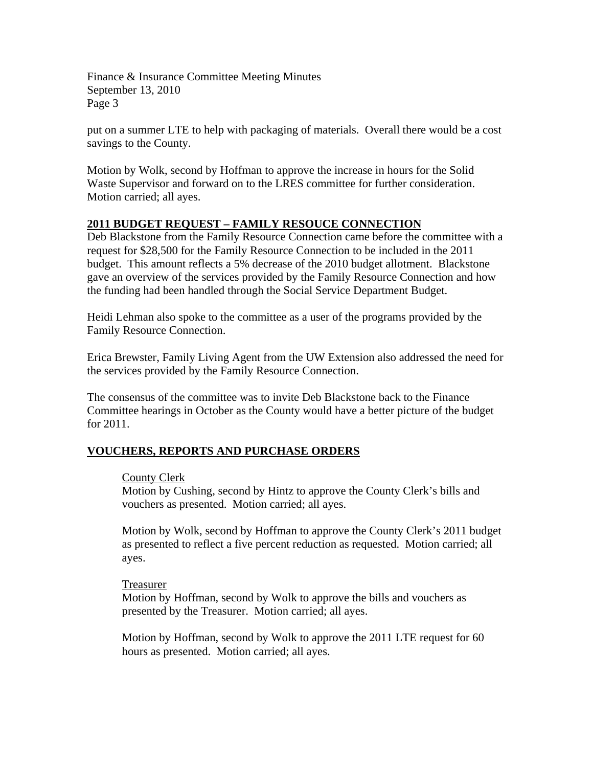put on a summer LTE to help with packaging of materials. Overall there would be a cost savings to the County.

Motion by Wolk, second by Hoffman to approve the increase in hours for the Solid Waste Supervisor and forward on to the LRES committee for further consideration. Motion carried; all ayes.

## 2011 BUDGET REQUEST – FAMILY RESOUCE CONNECTION

Deb Blackstone from the Family Resource Connection came before the committee with a request for $28,500 for the Family Resource Connection to be included in the 2011 budget. This amount reflects a 5% decrease of the 2010 budget allotment. Blackstone gave an overview of the services provided by the Family Resource Connection and how the funding had been handled through the Social Service Department Budget.

Heidi Lehman also spoke to the committee as a user of the programs provided by the Family Resource Connection.

Erica Brewster, Family Living Agent from the UW Extension also addressed the need for the services provided by the Family Resource Connection.

The consensus of the committee was to invite Deb Blackstone back to the Finance Committee hearings in October as the County would have a better picture of the budget for 2011.

## VOUCHERS, REPORTS AND PURCHASE ORDERS

### County Clerk

Motion by Cushing, second by Hintz to approve the County Clerk's bills and vouchers as presented. Motion carried; all ayes.

Motion by Wolk, second by Hoffman to approve the County Clerk's 2011 budget as presented to reflect a five percent reduction as requested. Motion carried; all ayes.

### Treasurer

Motion by Hoffman, second by Wolk to approve the bills and vouchers as presented by the Treasurer. Motion carried; all ayes.

Motion by Hoffman, second by Wolk to approve the 2011 LTE request for 60 hours as presented. Motion carried; all ayes.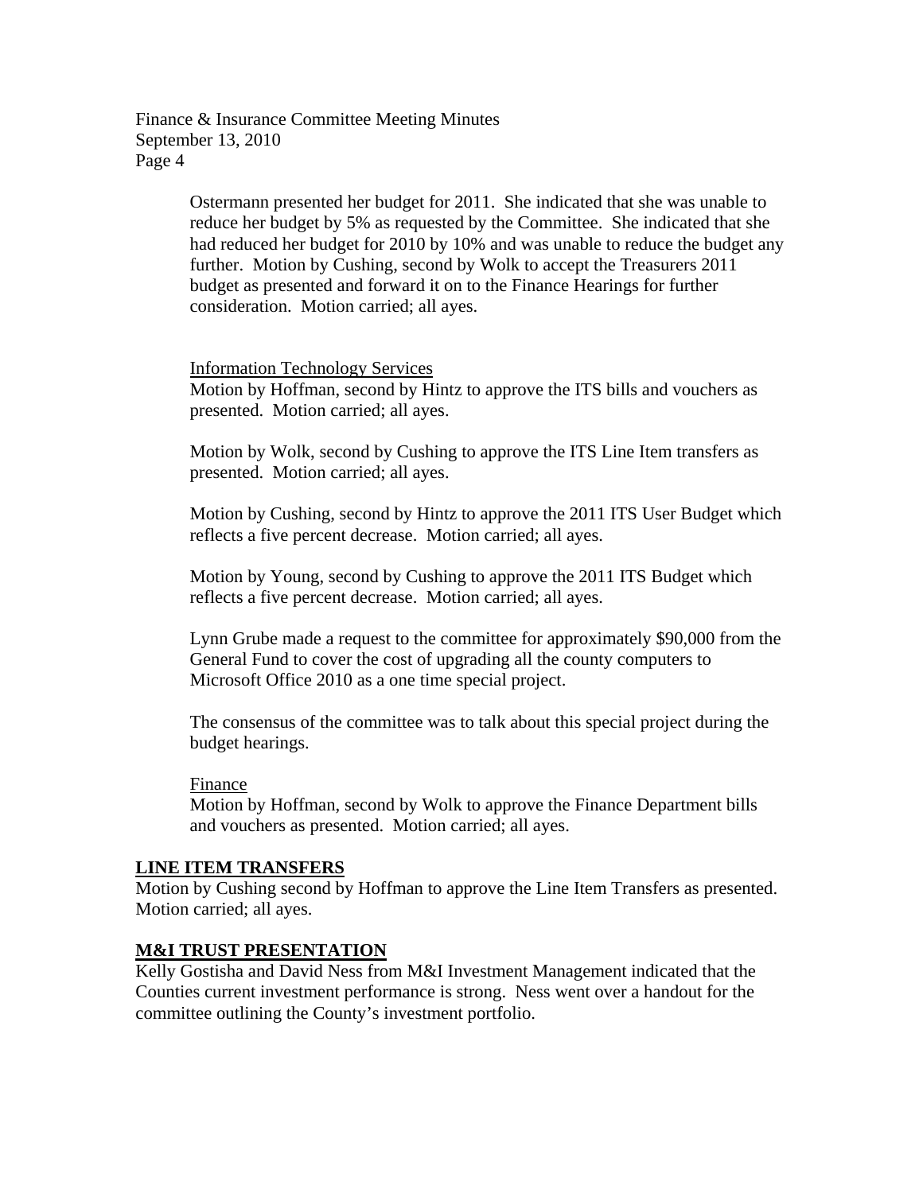Ostermann presented her budget for 2011. She indicated that she was unable to reduce her budget by 5% as requested by the Committee. She indicated that she had reduced her budget for 2010 by 10% and was unable to reduce the budget any further. Motion by Cushing, second by Wolk to accept the Treasurers 2011 budget as presented and forward it on to the Finance Hearings for further consideration. Motion carried; all ayes.

Information Technology Services

Motion by Hoffman, second by Hintz to approve the ITS bills and vouchers as presented. Motion carried; all ayes.

Motion by Wolk, second by Cushing to approve the ITS Line Item transfers as presented. Motion carried; all ayes.

Motion by Cushing, second by Hintz to approve the 2011 ITS User Budget which reflects a five percent decrease. Motion carried; all ayes.

Motion by Young, second by Cushing to approve the 2011 ITS Budget which reflects a five percent decrease. Motion carried; all ayes.

Lynn Grube made a request to the committee for approximately $90,000 from the General Fund to cover the cost of upgrading all the county computers to Microsoft Office 2010 as a one time special project.

The consensus of the committee was to talk about this special project during the budget hearings.

Finance

Motion by Hoffman, second by Wolk to approve the Finance Department bills and vouchers as presented. Motion carried; all ayes.

## LINE ITEM TRANSFERS

Motion by Cushing second by Hoffman to approve the Line Item Transfers as presented. Motion carried; all ayes.

## M&I TRUST PRESENTATION

Kelly Gostisha and David Ness from M&I Investment Management indicated that the Counties current investment performance is strong. Ness went over a handout for the committee outlining the County's investment portfolio.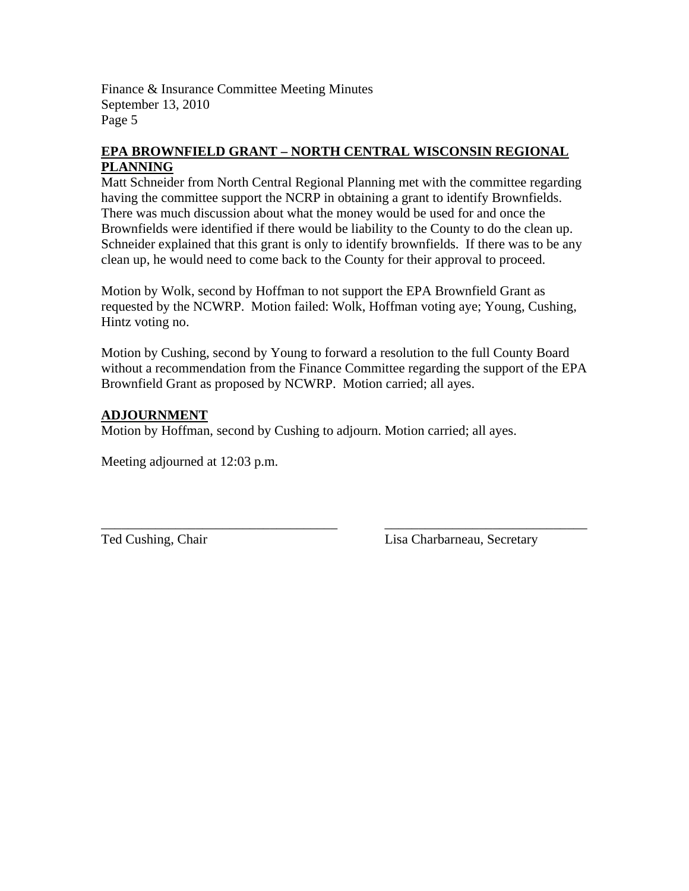## EPA BROWNFIELD GRANT – NORTH CENTRAL WISCONSIN REGIONAL PLANNING

Matt Schneider from North Central Regional Planning met with the committee regarding having the committee support the NCRP in obtaining a grant to identify Brownfields. There was much discussion about what the money would be used for and once the Brownfields were identified if there would be liability to the County to do the clean up. Schneider explained that this grant is only to identify brownfields. If there was to be any clean up, he would need to come back to the County for their approval to proceed.

Motion by Wolk, second by Hoffman to not support the EPA Brownfield Grant as requested by the NCWRP. Motion failed: Wolk, Hoffman voting aye; Young, Cushing, Hintz voting no.

Motion by Cushing, second by Young to forward a resolution to the full County Board without a recommendation from the Finance Committee regarding the support of the EPA Brownfield Grant as proposed by NCWRP. Motion carried; all ayes.

## ADJOURNMENT

Motion by Hoffman, second by Cushing to adjourn. Motion carried; all ayes.

Meeting adjourned at 12:03 p.m.

\_\_\_\_\_\_\_\_\_\_\_\_\_\_\_\_\_\_\_\_\_\_\_\_\_\_\_\_\_\_\_\_\_\_\_\_
Ted Cushing, Chair

\_\_\_\_\_\_\_\_\_\_\_\_\_\_\_\_\_\_\_\_\_\_\_\_\_\_\_\_\_\_\_\_\_\_\_\_
Lisa Charbarneau, Secretary